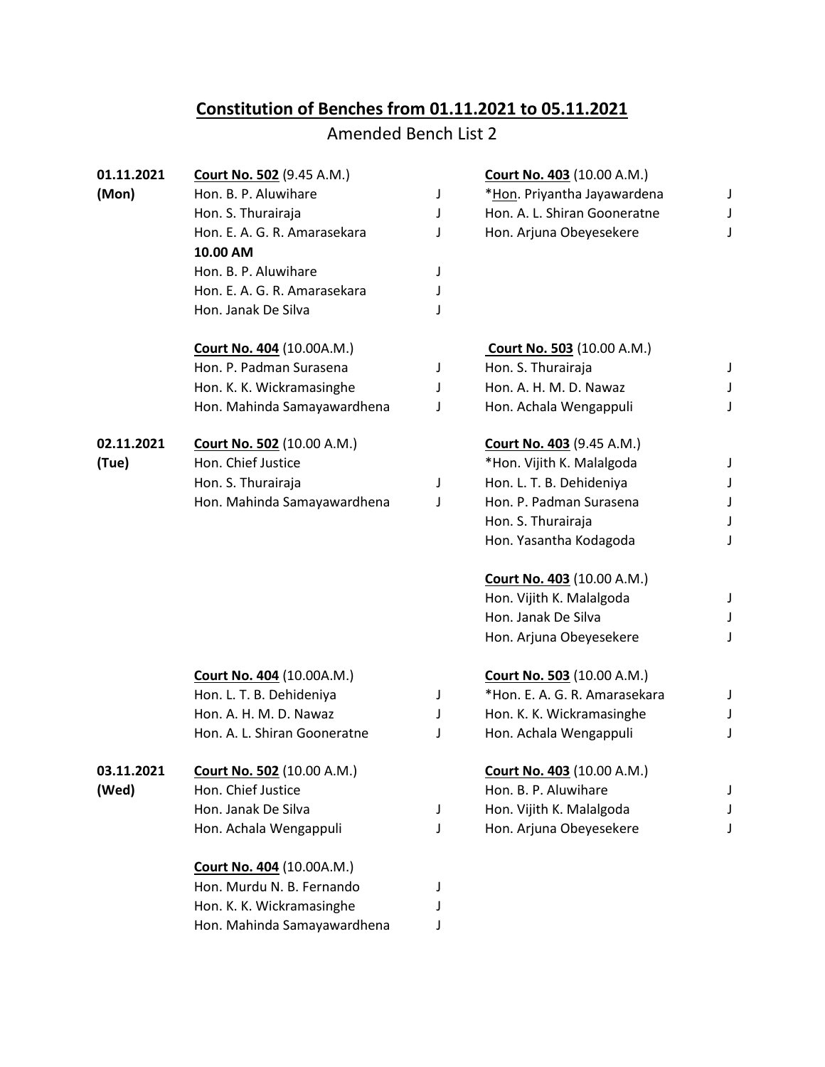# Constitution of Benches from 01.11.2021 to 05.11.2021

Amended Bench List 2

**01.11.2021 (Mon)**

**Court No. 502** (9.45 A.M.)

Hon. B. P. Aluwihare J
Hon. S. Thurairaja J
Hon. E. A. G. R. Amarasekara J

**10.00 AM**

Hon. B. P. Aluwihare J
Hon. E. A. G. R. Amarasekara J
Hon. Janak De Silva J

**Court No. 403** (10.00 A.M.)

*Hon. Priyantha Jayawardena J
Hon. A. L. Shiran Gooneratne J
Hon. Arjuna Obeyesekere J

**Court No. 404** (10.00A.M.)

Hon. P. Padman Surasena J
Hon. K. K. Wickramasinghe J
Hon. Mahinda Samayawardhena J

**Court No. 503** (10.00 A.M.)

Hon. S. Thurairaja J
Hon. A. H. M. D. Nawaz J
Hon. Achala Wengappuli J

**02.11.2021 (Tue)**

**Court No. 502** (10.00 A.M.)

Hon. Chief Justice
Hon. S. Thurairaja J
Hon. Mahinda Samayawardhena J

**Court No. 403** (9.45 A.M.)

*Hon. Vijith K. Malalgoda J
Hon. L. T. B. Dehideniya J
Hon. P. Padman Surasena J
Hon. S. Thurairaja J
Hon. Yasantha Kodagoda J

**Court No. 403** (10.00 A.M.)

Hon. Vijith K. Malalgoda J
Hon. Janak De Silva J
Hon. Arjuna Obeyesekere J

**Court No. 404** (10.00A.M.)

Hon. L. T. B. Dehideniya J
Hon. A. H. M. D. Nawaz J
Hon. A. L. Shiran Gooneratne J

**Court No. 503** (10.00 A.M.)

*Hon. E. A. G. R. Amarasekara J
Hon. K. K. Wickramasinghe J
Hon. Achala Wengappuli J

**03.11.2021 (Wed)**

**Court No. 502** (10.00 A.M.)

Hon. Chief Justice
Hon. Janak De Silva J
Hon. Achala Wengappuli J

**Court No. 403** (10.00 A.M.)

Hon. B. P. Aluwihare J
Hon. Vijith K. Malalgoda J
Hon. Arjuna Obeyesekere J

**Court No. 404** (10.00A.M.)

Hon. Murdu N. B. Fernando J
Hon. K. K. Wickramasinghe J
Hon. Mahinda Samayawardhena J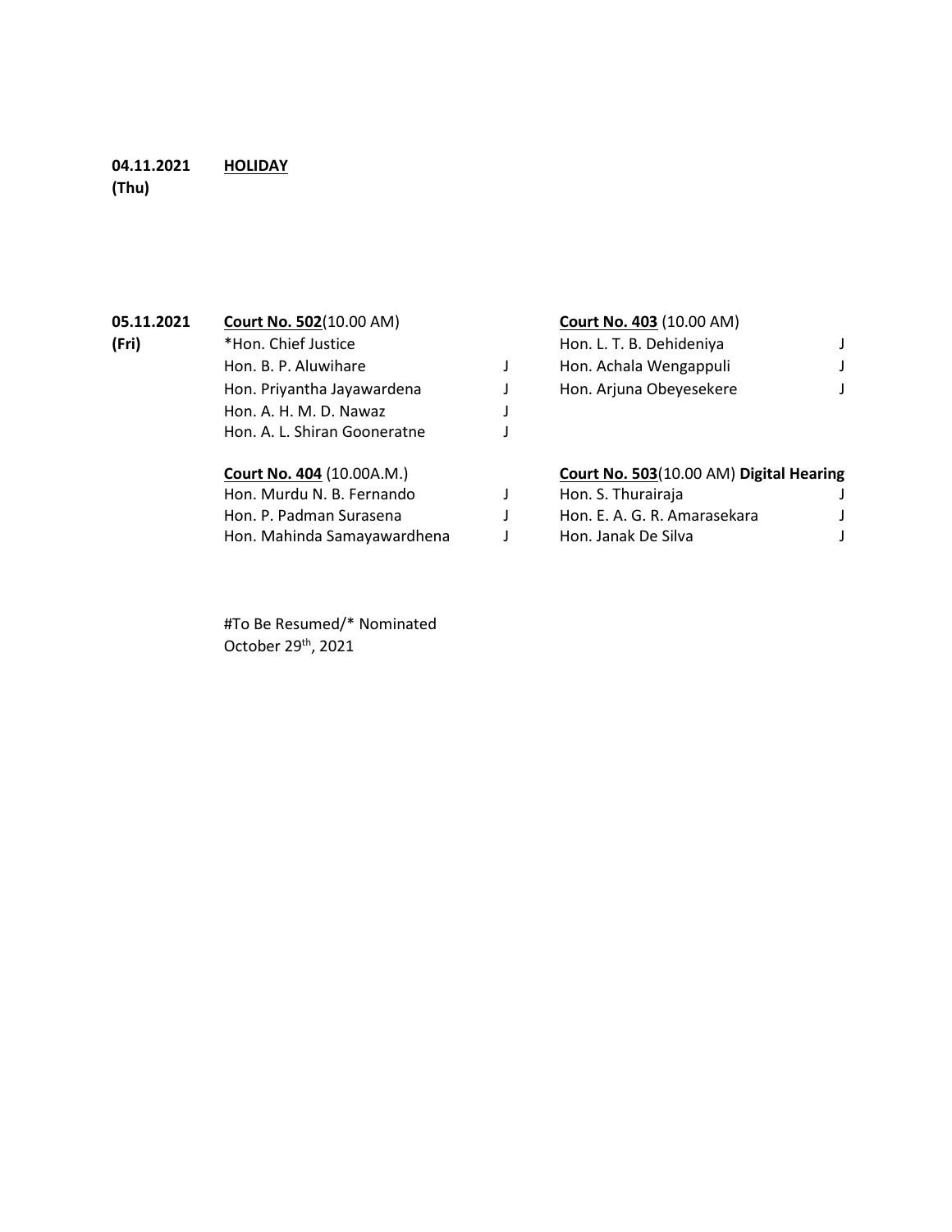**04.11.2021** **<u>HOLIDAY</u>**
**(Thu)**

**05.11.2021**
**(Fri)**

**<u>Court No. 502</u>**(10.00 AM)

| | |
|---|---|
| *Hon. Chief Justice | |
| Hon. B. P. Aluwihare | J |
| Hon. Priyantha Jayawardena | J |
| Hon. A. H. M. D. Nawaz | J |
| Hon. A. L. Shiran Gooneratne | J |

**<u>Court No. 403</u>** (10.00 AM)

| | |
|---|---|
| Hon. L. T. B. Dehideniya | J |
| Hon. Achala Wengappuli | J |
| Hon. Arjuna Obeyesekere | J |

**<u>Court No. 404</u>** (10.00A.M.)

| | |
|---|---|
| Hon. Murdu N. B. Fernando | J |
| Hon. P. Padman Surasena | J |
| Hon. Mahinda Samayawardhena | J |

**<u>Court No. 503</u>**(10.00 AM) **Digital Hearing**

| | |
|---|---|
| Hon. S. Thurairaja | J |
| Hon. E. A. G. R. Amarasekara | J |
| Hon. Janak De Silva | J |

#To Be Resumed/* Nominated
October 29th, 2021